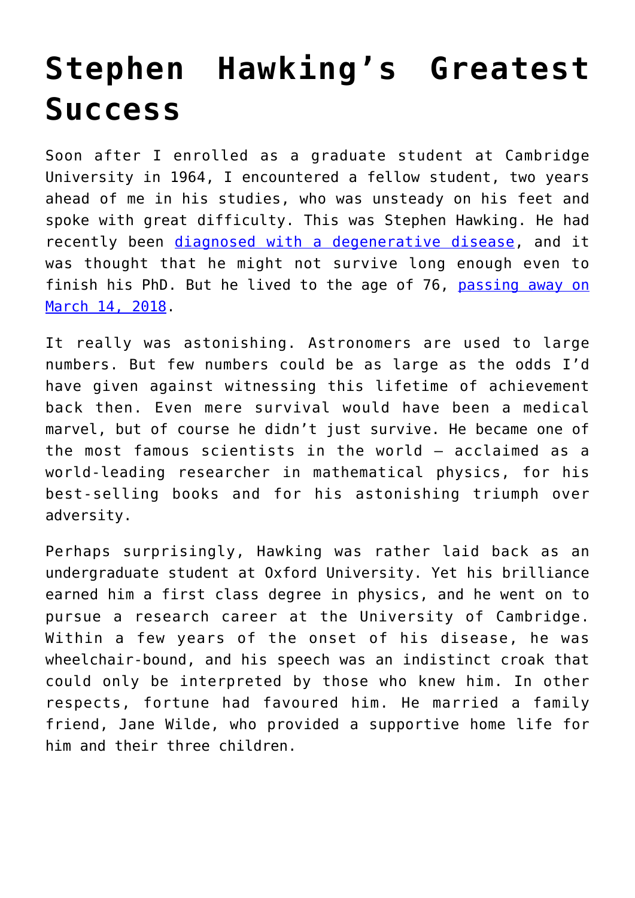# Stephen Hawking's Greatest Success

Soon after I enrolled as a graduate student at Cambridge University in 1964, I encountered a fellow student, two years ahead of me in his studies, who was unsteady on his feet and spoke with great difficulty. This was Stephen Hawking. He had recently been [diagnosed with a degenerative disease](), and it was thought that he might not survive long enough even to finish his PhD. But he lived to the age of 76, [passing away on March 14, 2018]().

It really was astonishing. Astronomers are used to large numbers. But few numbers could be as large as the odds I'd have given against witnessing this lifetime of achievement back then. Even mere survival would have been a medical marvel, but of course he didn't just survive. He became one of the most famous scientists in the world – acclaimed as a world-leading researcher in mathematical physics, for his best-selling books and for his astonishing triumph over adversity.

Perhaps surprisingly, Hawking was rather laid back as an undergraduate student at Oxford University. Yet his brilliance earned him a first class degree in physics, and he went on to pursue a research career at the University of Cambridge. Within a few years of the onset of his disease, he was wheelchair-bound, and his speech was an indistinct croak that could only be interpreted by those who knew him. In other respects, fortune had favoured him. He married a family friend, Jane Wilde, who provided a supportive home life for him and their three children.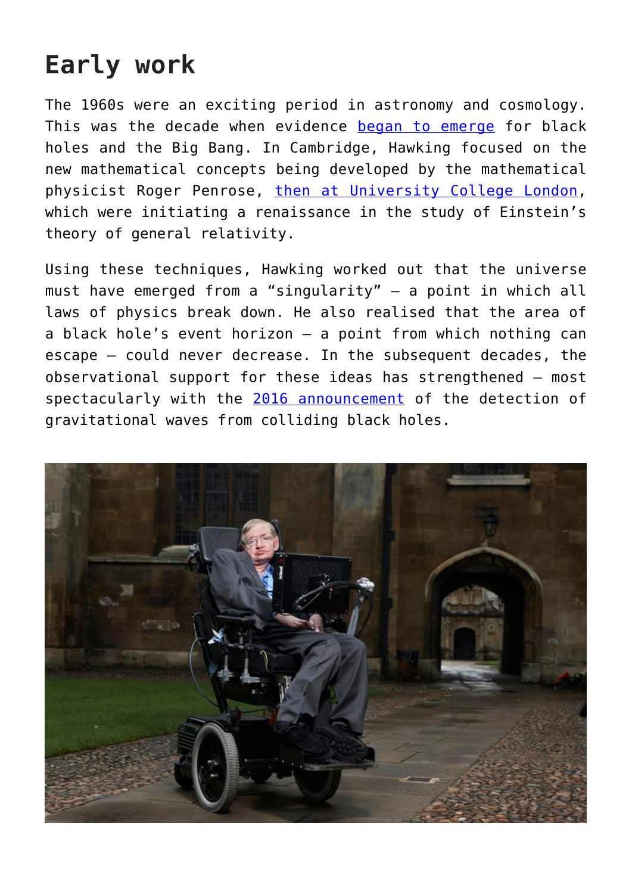## Early work

The 1960s were an exciting period in astronomy and cosmology. This was the decade when evidence began to emerge for black holes and the Big Bang. In Cambridge, Hawking focused on the new mathematical concepts being developed by the mathematical physicist Roger Penrose, then at University College London, which were initiating a renaissance in the study of Einstein's theory of general relativity.

Using these techniques, Hawking worked out that the universe must have emerged from a "singularity" – a point in which all laws of physics break down. He also realised that the area of a black hole's event horizon – a point from which nothing can escape – could never decrease. In the subsequent decades, the observational support for these ideas has strengthened – most spectacularly with the 2016 announcement of the detection of gravitational waves from colliding black holes.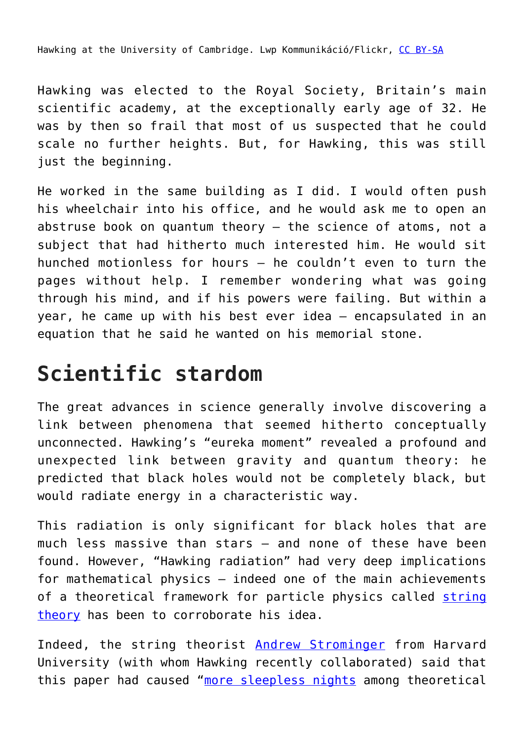Hawking at the University of Cambridge. Lwp Kommunikáció/Flickr, [CC BY-SA](https://creativecommons.org/licenses/by-sa/2.0/)

Hawking was elected to the Royal Society, Britain's main scientific academy, at the exceptionally early age of 32. He was by then so frail that most of us suspected that he could scale no further heights. But, for Hawking, this was still just the beginning.

He worked in the same building as I did. I would often push his wheelchair into his office, and he would ask me to open an abstruse book on quantum theory – the science of atoms, not a subject that had hitherto much interested him. He would sit hunched motionless for hours – he couldn't even to turn the pages without help. I remember wondering what was going through his mind, and if his powers were failing. But within a year, he came up with his best ever idea – encapsulated in an equation that he said he wanted on his memorial stone.

## Scientific stardom

The great advances in science generally involve discovering a link between phenomena that seemed hitherto conceptually unconnected. Hawking's "eureka moment" revealed a profound and unexpected link between gravity and quantum theory: he predicted that black holes would not be completely black, but would radiate energy in a characteristic way.

This radiation is only significant for black holes that are much less massive than stars – and none of these have been found. However, "Hawking radiation" had very deep implications for mathematical physics – indeed one of the main achievements of a theoretical framework for particle physics called string theory has been to corroborate his idea.

Indeed, the string theorist Andrew Strominger from Harvard University (with whom Hawking recently collaborated) said that this paper had caused "more sleepless nights among theoretical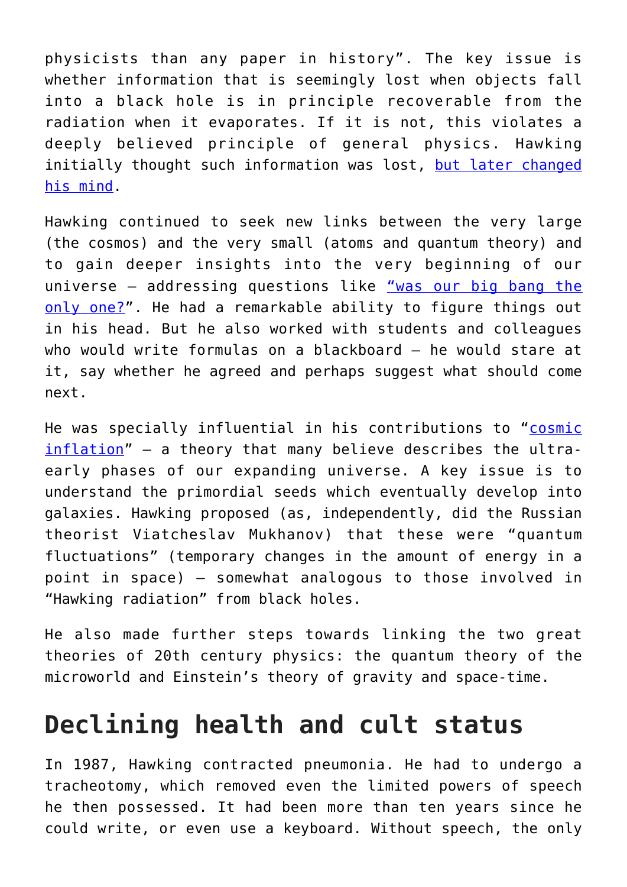physicists than any paper in history". The key issue is whether information that is seemingly lost when objects fall into a black hole is in principle recoverable from the radiation when it evaporates. If it is not, this violates a deeply believed principle of general physics. Hawking initially thought such information was lost, [but later changed his mind].

Hawking continued to seek new links between the very large (the cosmos) and the very small (atoms and quantum theory) and to gain deeper insights into the very beginning of our universe – addressing questions like ["was our big bang the only one?"]. He had a remarkable ability to figure things out in his head. But he also worked with students and colleagues who would write formulas on a blackboard – he would stare at it, say whether he agreed and perhaps suggest what should come next.

He was specially influential in his contributions to "[cosmic inflation]" – a theory that many believe describes the ultra-early phases of our expanding universe. A key issue is to understand the primordial seeds which eventually develop into galaxies. Hawking proposed (as, independently, did the Russian theorist Viatcheslav Mukhanov) that these were "quantum fluctuations" (temporary changes in the amount of energy in a point in space) – somewhat analogous to those involved in "Hawking radiation" from black holes.

He also made further steps towards linking the two great theories of 20th century physics: the quantum theory of the microworld and Einstein's theory of gravity and space-time.

## Declining health and cult status

In 1987, Hawking contracted pneumonia. He had to undergo a tracheotomy, which removed even the limited powers of speech he then possessed. It had been more than ten years since he could write, or even use a keyboard. Without speech, the only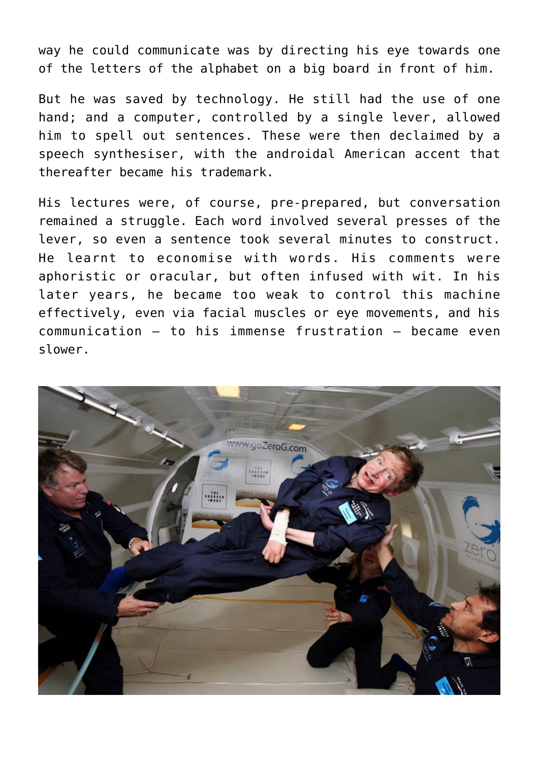way he could communicate was by directing his eye towards one of the letters of the alphabet on a big board in front of him.

But he was saved by technology. He still had the use of one hand; and a computer, controlled by a single lever, allowed him to spell out sentences. These were then declaimed by a speech synthesiser, with the androidal American accent that thereafter became his trademark.

His lectures were, of course, pre-prepared, but conversation remained a struggle. Each word involved several presses of the lever, so even a sentence took several minutes to construct. He learnt to economise with words. His comments were aphoristic or oracular, but often infused with wit. In his later years, he became too weak to control this machine effectively, even via facial muscles or eye movements, and his communication – to his immense frustration – became even slower.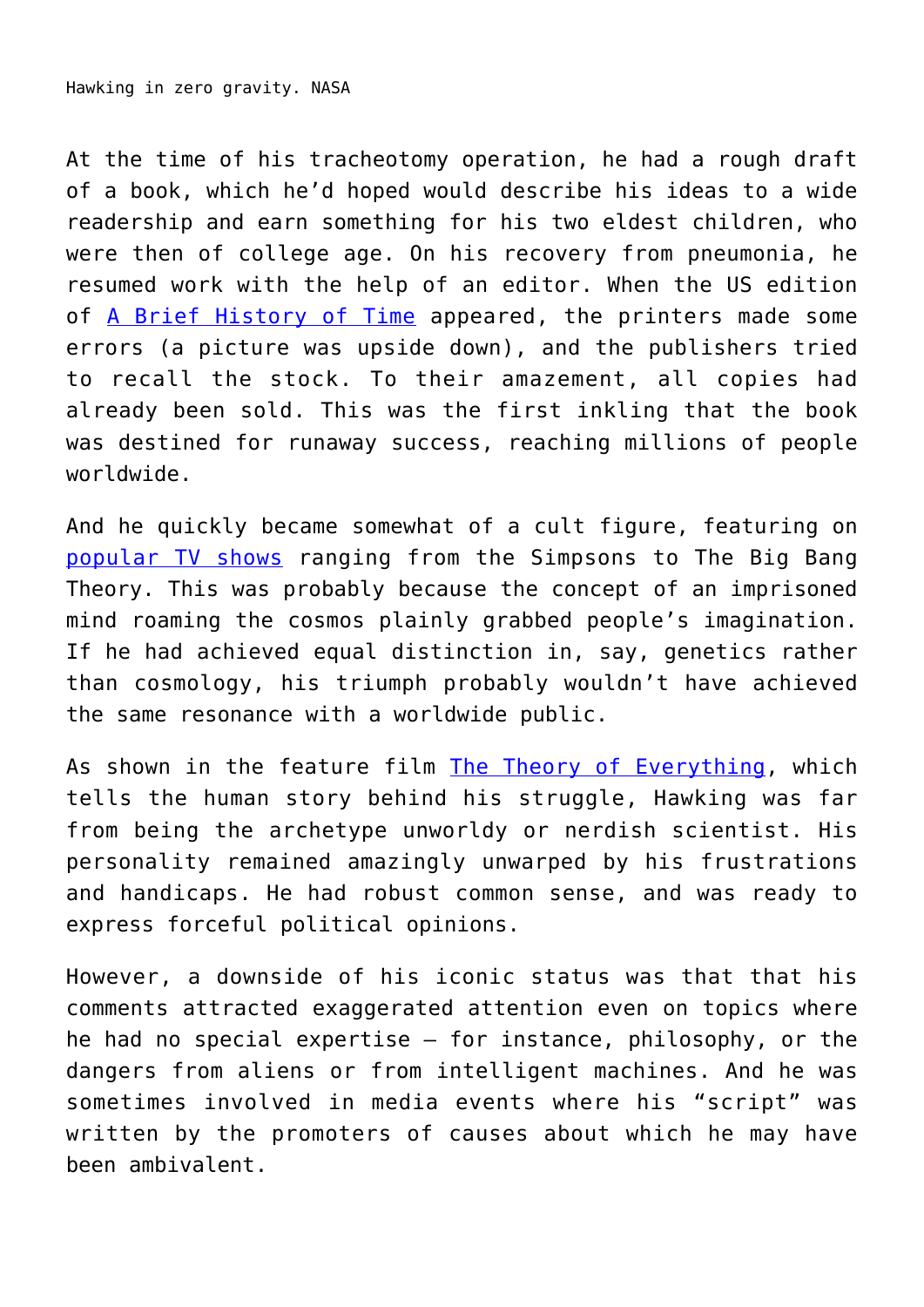Hawking in zero gravity. NASA

At the time of his tracheotomy operation, he had a rough draft of a book, which he'd hoped would describe his ideas to a wide readership and earn something for his two eldest children, who were then of college age. On his recovery from pneumonia, he resumed work with the help of an editor. When the US edition of [A Brief History of Time] appeared, the printers made some errors (a picture was upside down), and the publishers tried to recall the stock. To their amazement, all copies had already been sold. This was the first inkling that the book was destined for runaway success, reaching millions of people worldwide.

And he quickly became somewhat of a cult figure, featuring on [popular TV shows] ranging from the Simpsons to The Big Bang Theory. This was probably because the concept of an imprisoned mind roaming the cosmos plainly grabbed people's imagination. If he had achieved equal distinction in, say, genetics rather than cosmology, his triumph probably wouldn't have achieved the same resonance with a worldwide public.

As shown in the feature film [The Theory of Everything], which tells the human story behind his struggle, Hawking was far from being the archetype unworldy or nerdish scientist. His personality remained amazingly unwarped by his frustrations and handicaps. He had robust common sense, and was ready to express forceful political opinions.

However, a downside of his iconic status was that that his comments attracted exaggerated attention even on topics where he had no special expertise – for instance, philosophy, or the dangers from aliens or from intelligent machines. And he was sometimes involved in media events where his "script" was written by the promoters of causes about which he may have been ambivalent.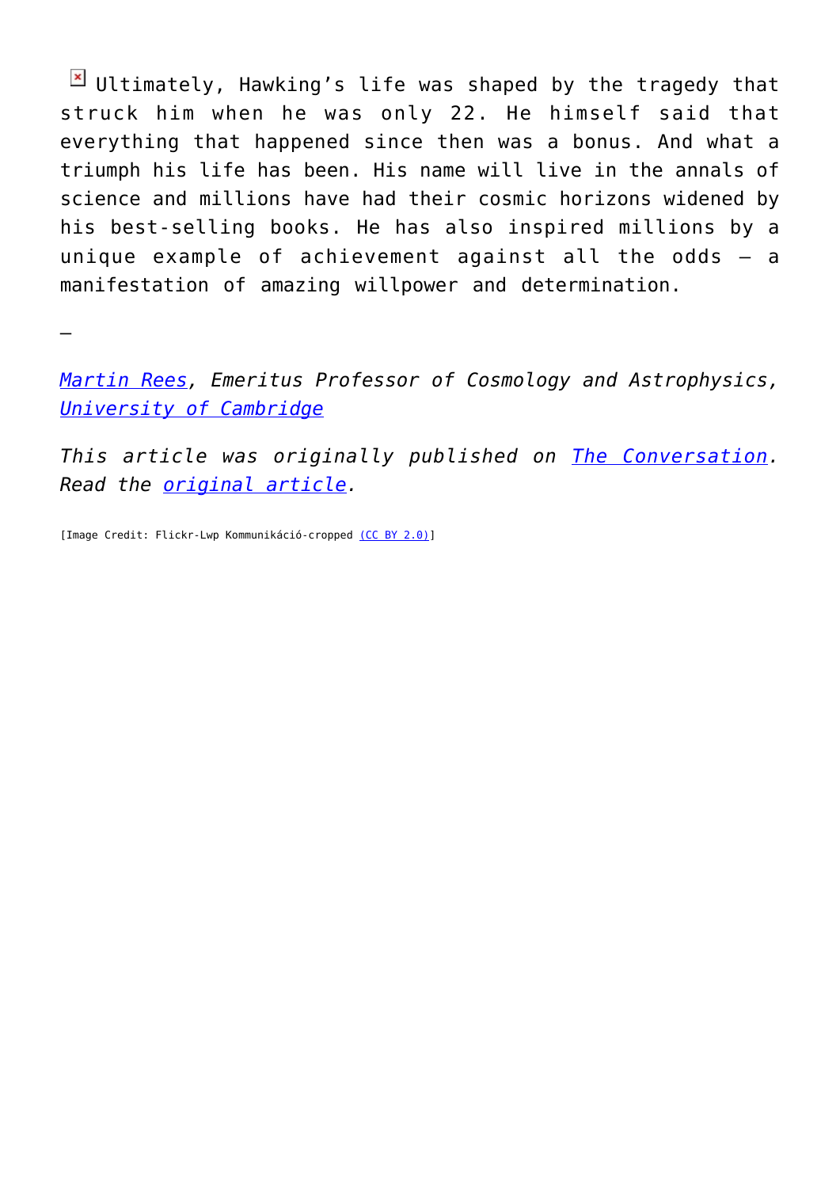Ultimately, Hawking's life was shaped by the tragedy that struck him when he was only 22. He himself said that everything that happened since then was a bonus. And what a triumph his life has been. His name will live in the annals of science and millions have had their cosmic horizons widened by his best-selling books. He has also inspired millions by a unique example of achievement against all the odds – a manifestation of amazing willpower and determination.

—

*Martin Rees, Emeritus Professor of Cosmology and Astrophysics, University of Cambridge*

*This article was originally published on The Conversation. Read the original article.*

[Image Credit: Flickr-Lwp Kommunikáció-cropped (CC BY 2.0)]